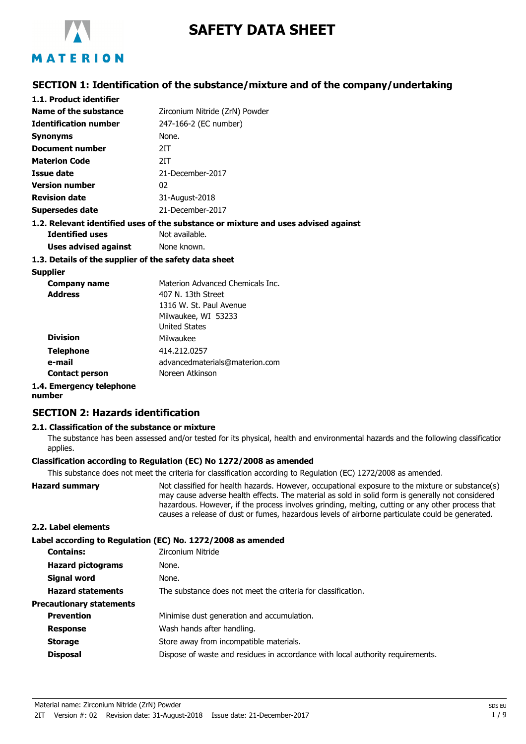# SAFETY DATA SHEET

## SECTION 1: Identification of the substance/mixture and of the company/undertaking

### 1.1. Product identifier

| | |
|---|---|
| **Name of the substance** | Zirconium Nitride (ZrN) Powder |
| **Identification number** | 247-166-2 (EC number) |
| **Synonyms** | None. |
| **Document number** | 2IT |
| **Materion Code** | 2IT |
| **Issue date** | 21-December-2017 |
| **Version number** | 02 |
| **Revision date** | 31-August-2018 |
| **Supersedes date** | 21-December-2017 |

### 1.2. Relevant identified uses of the substance or mixture and uses advised against

| | |
|---|---|
| **Identified uses** | Not available. |
| **Uses advised against** | None known. |

### 1.3. Details of the supplier of the safety data sheet

**Supplier**

| | |
|---|---|
| **Company name** | Materion Advanced Chemicals Inc. |
| **Address** | 407 N. 13th Street<br>1316 W. St. Paul Avenue<br>Milwaukee, WI 53233<br>United States |
| **Division** | Milwaukee |
| **Telephone** | 414.212.0257 |
| **e-mail** | advancedmaterials@materion.com |
| **Contact person** | Noreen Atkinson |

### 1.4. Emergency telephone number

## SECTION 2: Hazards identification

### 2.1. Classification of the substance or mixture

The substance has been assessed and/or tested for its physical, health and environmental hazards and the following classification applies.

**Classification according to Regulation (EC) No 1272/2008 as amended**

This substance does not meet the criteria for classification according to Regulation (EC) 1272/2008 as amended.

**Hazard summary**

Not classified for health hazards. However, occupational exposure to the mixture or substance(s) may cause adverse health effects. The material as sold in solid form is generally not considered hazardous. However, if the process involves grinding, melting, cutting or any other process that causes a release of dust or fumes, hazardous levels of airborne particulate could be generated.

### 2.2. Label elements

**Label according to Regulation (EC) No. 1272/2008 as amended**

| | |
|---|---|
| **Contains:** | Zirconium Nitride |
| **Hazard pictograms** | None. |
| **Signal word** | None. |
| **Hazard statements** | The substance does not meet the criteria for classification. |

**Precautionary statements**

| | |
|---|---|
| **Prevention** | Minimise dust generation and accumulation. |
| **Response** | Wash hands after handling. |
| **Storage** | Store away from incompatible materials. |
| **Disposal** | Dispose of waste and residues in accordance with local authority requirements. |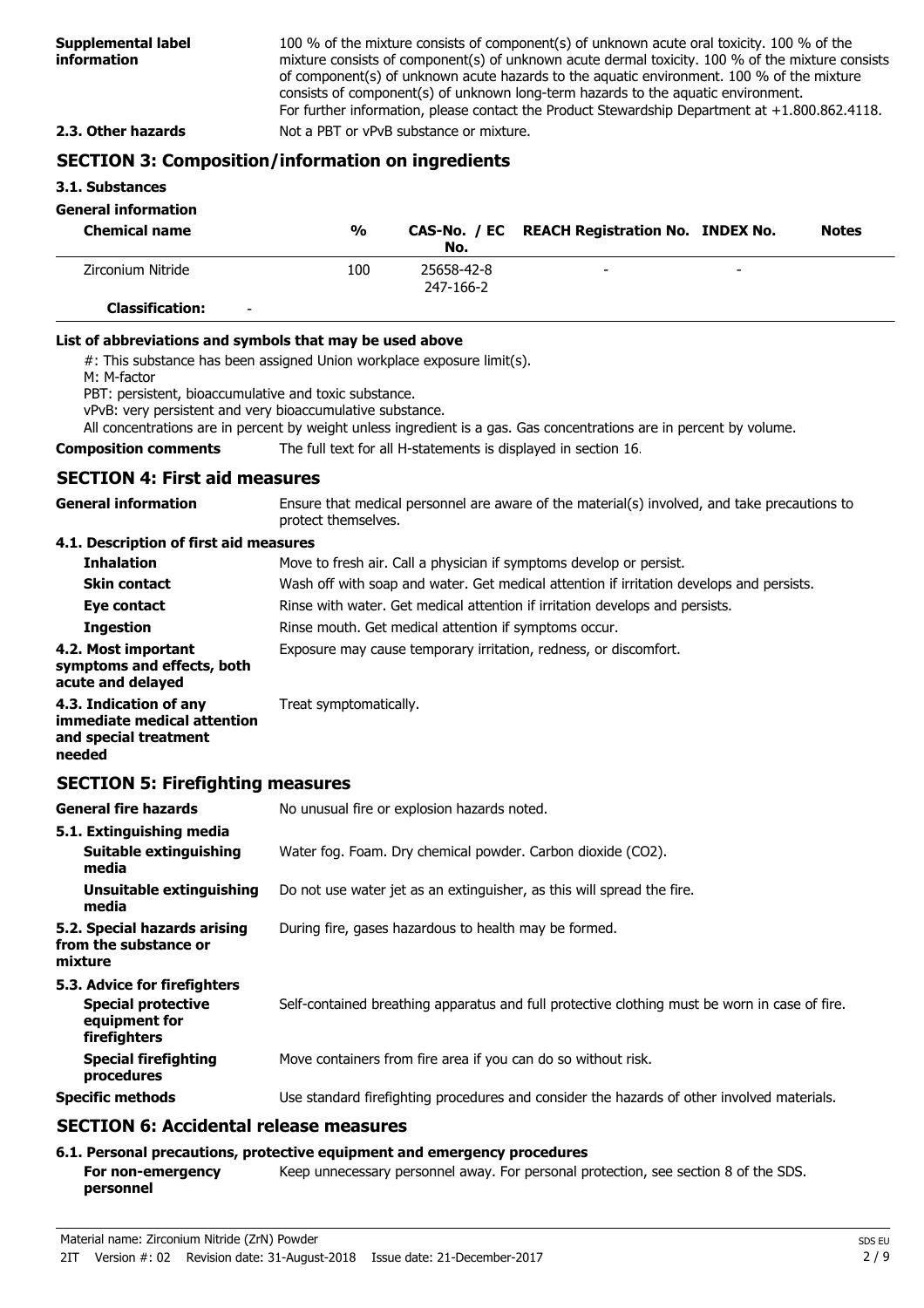**Supplemental label information**

100 % of the mixture consists of component(s) of unknown acute oral toxicity. 100 % of the mixture consists of component(s) of unknown acute dermal toxicity. 100 % of the mixture consists of component(s) of unknown acute hazards to the aquatic environment. 100 % of the mixture consists of component(s) of unknown long-term hazards to the aquatic environment.
For further information, please contact the Product Stewardship Department at +1.800.862.4118.

**2.3. Other hazards** Not a PBT or vPvB substance or mixture.

## SECTION 3: Composition/information on ingredients

### 3.1. Substances

**General information**

| Chemical name | % | CAS-No. / EC No. | REACH Registration No. | INDEX No. | Notes |
|---|---|---|---|---|---|
| Zirconium Nitride | 100 | 25658-42-8 247-166-2 | - | - | |
| **Classification:** - | | | | | |

**List of abbreviations and symbols that may be used above**

#: This substance has been assigned Union workplace exposure limit(s).
M: M-factor
PBT: persistent, bioaccumulative and toxic substance.
vPvB: very persistent and very bioaccumulative substance.
All concentrations are in percent by weight unless ingredient is a gas. Gas concentrations are in percent by volume.

**Composition comments** The full text for all H-statements is displayed in section 16.

## SECTION 4: First aid measures

**General information** Ensure that medical personnel are aware of the material(s) involved, and take precautions to protect themselves.

**4.1. Description of first aid measures**

**Inhalation** Move to fresh air. Call a physician if symptoms develop or persist.

**Skin contact** Wash off with soap and water. Get medical attention if irritation develops and persists.

**Eye contact** Rinse with water. Get medical attention if irritation develops and persists.

**Ingestion** Rinse mouth. Get medical attention if symptoms occur.

**4.2. Most important symptoms and effects, both acute and delayed** Exposure may cause temporary irritation, redness, or discomfort.

**4.3. Indication of any immediate medical attention and special treatment needed** Treat symptomatically.

## SECTION 5: Firefighting measures

**General fire hazards** No unusual fire or explosion hazards noted.

**5.1. Extinguishing media**

**Suitable extinguishing media** Water fog. Foam. Dry chemical powder. Carbon dioxide ($CO_2$).

**Unsuitable extinguishing media** Do not use water jet as an extinguisher, as this will spread the fire.

**5.2. Special hazards arising from the substance or mixture** During fire, gases hazardous to health may be formed.

**5.3. Advice for firefighters**

**Special protective equipment for firefighters** Self-contained breathing apparatus and full protective clothing must be worn in case of fire.

**Special firefighting procedures** Move containers from fire area if you can do so without risk.

**Specific methods** Use standard firefighting procedures and consider the hazards of other involved materials.

## SECTION 6: Accidental release measures

**6.1. Personal precautions, protective equipment and emergency procedures**

**For non-emergency personnel** Keep unnecessary personnel away. For personal protection, see section 8 of the SDS.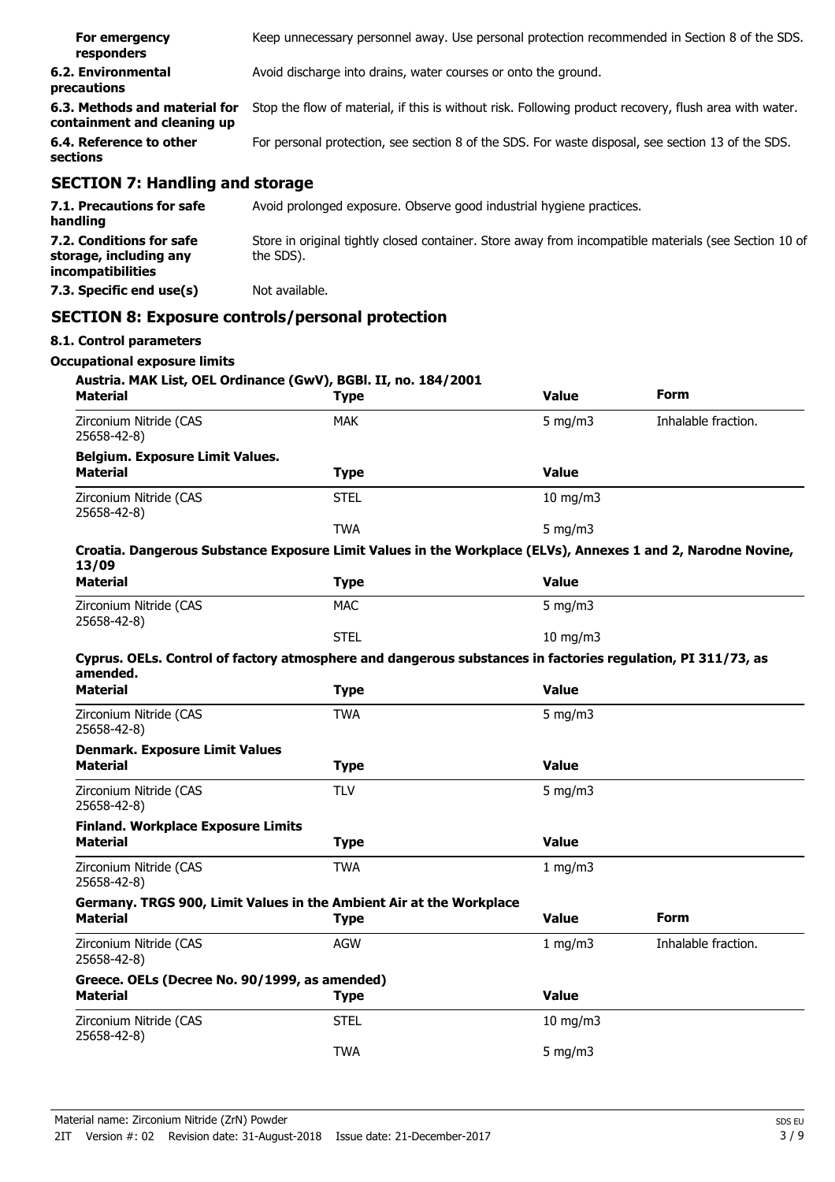| | |
|---|---|
| **For emergency responders** | Keep unnecessary personnel away. Use personal protection recommended in Section 8 of the SDS. |
| **6.2. Environmental precautions** | Avoid discharge into drains, water courses or onto the ground. |
| **6.3. Methods and material for containment and cleaning up** | Stop the flow of material, if this is without risk. Following product recovery, flush area with water. |
| **6.4. Reference to other sections** | For personal protection, see section 8 of the SDS. For waste disposal, see section 13 of the SDS. |

## SECTION 7: Handling and storage

| | |
|---|---|
| **7.1. Precautions for safe handling** | Avoid prolonged exposure. Observe good industrial hygiene practices. |
| **7.2. Conditions for safe storage, including any incompatibilities** | Store in original tightly closed container. Store away from incompatible materials (see Section 10 of the SDS). |
| **7.3. Specific end use(s)** | Not available. |

## SECTION 8: Exposure controls/personal protection

### 8.1. Control parameters

**Occupational exposure limits**

**Austria. MAK List, OEL Ordinance (GwV), BGBl. II, no. 184/2001**

| Material | Type | Value | Form |
|---|---|---|---|
| Zirconium Nitride (CAS 25658-42-8) | MAK | 5 mg/m3 | Inhalable fraction. |

**Belgium. Exposure Limit Values.**

| Material | Type | Value |
|---|---|---|
| Zirconium Nitride (CAS 25658-42-8) | STEL | 10 mg/m3 |
| | TWA | 5 mg/m3 |

**Croatia. Dangerous Substance Exposure Limit Values in the Workplace (ELVs), Annexes 1 and 2, Narodne Novine, 13/09**

| Material | Type | Value |
|---|---|---|
| Zirconium Nitride (CAS 25658-42-8) | MAC | 5 mg/m3 |
| | STEL | 10 mg/m3 |

**Cyprus. OELs. Control of factory atmosphere and dangerous substances in factories regulation, PI 311/73, as amended.**

| Material | Type | Value |
|---|---|---|
| Zirconium Nitride (CAS 25658-42-8) | TWA | 5 mg/m3 |

**Denmark. Exposure Limit Values**

| Material | Type | Value |
|---|---|---|
| Zirconium Nitride (CAS 25658-42-8) | TLV | 5 mg/m3 |

**Finland. Workplace Exposure Limits**

| Material | Type | Value |
|---|---|---|
| Zirconium Nitride (CAS 25658-42-8) | TWA | 1 mg/m3 |

**Germany. TRGS 900, Limit Values in the Ambient Air at the Workplace**

| Material | Type | Value | Form |
|---|---|---|---|
| Zirconium Nitride (CAS 25658-42-8) | AGW | 1 mg/m3 | Inhalable fraction. |

**Greece. OELs (Decree No. 90/1999, as amended)**

| Material | Type | Value |
|---|---|---|
| Zirconium Nitride (CAS 25658-42-8) | STEL | 10 mg/m3 |
| | TWA | 5 mg/m3 |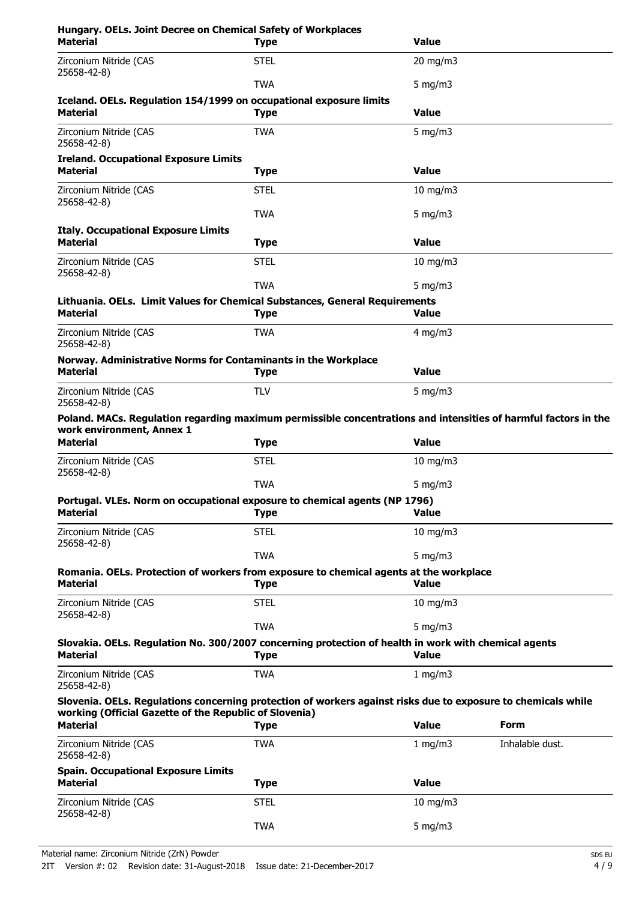**Hungary. OELs. Joint Decree on Chemical Safety of Workplaces**

| Material | Type | Value |
| --- | --- | --- |
| Zirconium Nitride (CAS 25658-42-8) | STEL | 20 mg/m3 |
| | TWA | 5 mg/m3 |

**Iceland. OELs. Regulation 154/1999 on occupational exposure limits**

| Material | Type | Value |
| --- | --- | --- |
| Zirconium Nitride (CAS 25658-42-8) | TWA | 5 mg/m3 |

**Ireland. Occupational Exposure Limits**

| Material | Type | Value |
| --- | --- | --- |
| Zirconium Nitride (CAS 25658-42-8) | STEL | 10 mg/m3 |
| | TWA | 5 mg/m3 |

**Italy. Occupational Exposure Limits**

| Material | Type | Value |
| --- | --- | --- |
| Zirconium Nitride (CAS 25658-42-8) | STEL | 10 mg/m3 |
| | TWA | 5 mg/m3 |

**Lithuania. OELs. Limit Values for Chemical Substances, General Requirements**

| Material | Type | Value |
| --- | --- | --- |
| Zirconium Nitride (CAS 25658-42-8) | TWA | 4 mg/m3 |

**Norway. Administrative Norms for Contaminants in the Workplace**

| Material | Type | Value |
| --- | --- | --- |
| Zirconium Nitride (CAS 25658-42-8) | TLV | 5 mg/m3 |

**Poland. MACs. Regulation regarding maximum permissible concentrations and intensities of harmful factors in the work environment, Annex 1**

| Material | Type | Value |
| --- | --- | --- |
| Zirconium Nitride (CAS 25658-42-8) | STEL | 10 mg/m3 |
| | TWA | 5 mg/m3 |

**Portugal. VLEs. Norm on occupational exposure to chemical agents (NP 1796)**

| Material | Type | Value |
| --- | --- | --- |
| Zirconium Nitride (CAS 25658-42-8) | STEL | 10 mg/m3 |
| | TWA | 5 mg/m3 |

**Romania. OELs. Protection of workers from exposure to chemical agents at the workplace**

| Material | Type | Value |
| --- | --- | --- |
| Zirconium Nitride (CAS 25658-42-8) | STEL | 10 mg/m3 |
| | TWA | 5 mg/m3 |

**Slovakia. OELs. Regulation No. 300/2007 concerning protection of health in work with chemical agents**

| Material | Type | Value |
| --- | --- | --- |
| Zirconium Nitride (CAS 25658-42-8) | TWA | 1 mg/m3 |

**Slovenia. OELs. Regulations concerning protection of workers against risks due to exposure to chemicals while working (Official Gazette of the Republic of Slovenia)**

| Material | Type | Value | Form |
| --- | --- | --- | --- |
| Zirconium Nitride (CAS 25658-42-8) | TWA | 1 mg/m3 | Inhalable dust. |

**Spain. Occupational Exposure Limits**

| Material | Type | Value |
| --- | --- | --- |
| Zirconium Nitride (CAS 25658-42-8) | STEL | 10 mg/m3 |
| | TWA | 5 mg/m3 |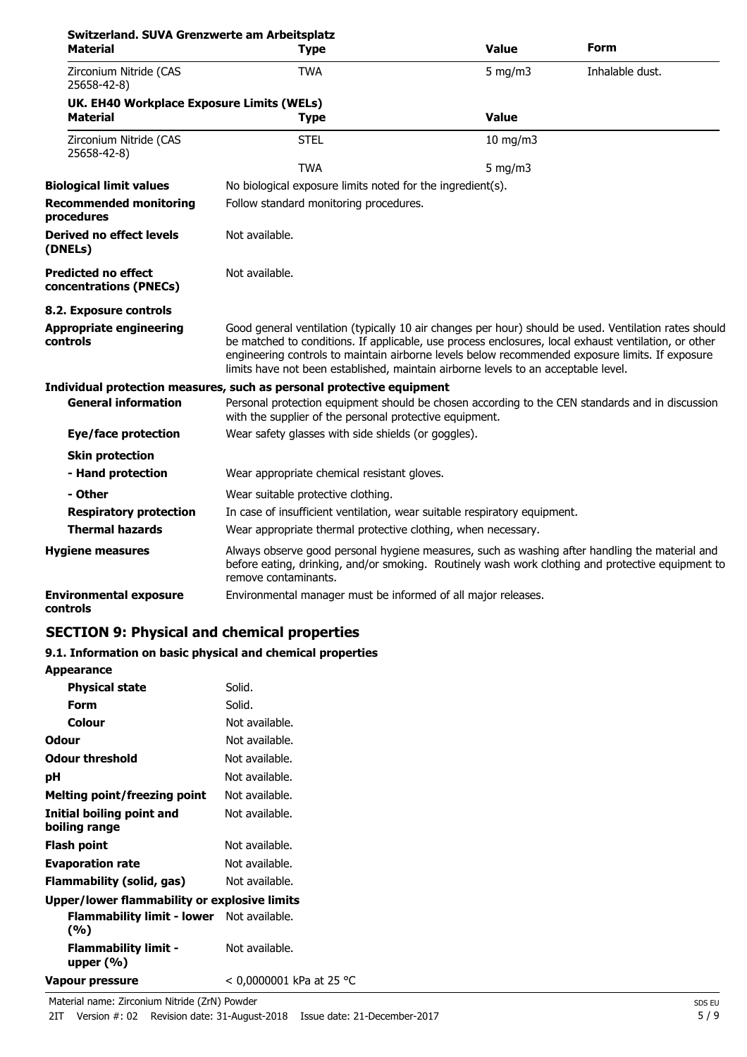**Switzerland. SUVA Grenzwerte am Arbeitsplatz**

| Material | Type | Value | Form |
|---|---|---|---|
| Zirconium Nitride (CAS 25658-42-8) | TWA | 5 mg/m3 | Inhalable dust. |

**UK. EH40 Workplace Exposure Limits (WELs)**

| Material | Type | Value |
|---|---|---|
| Zirconium Nitride (CAS 25658-42-8) | STEL | 10 mg/m3 |
| | TWA | 5 mg/m3 |

**Biological limit values** No biological exposure limits noted for the ingredient(s).

**Recommended monitoring procedures** Follow standard monitoring procedures.

**Derived no effect levels (DNELs)** Not available.

**Predicted no effect concentrations (PNECs)** Not available.

**8.2. Exposure controls**

**Appropriate engineering controls** Good general ventilation (typically 10 air changes per hour) should be used. Ventilation rates should be matched to conditions. If applicable, use process enclosures, local exhaust ventilation, or other engineering controls to maintain airborne levels below recommended exposure limits. If exposure limits have not been established, maintain airborne levels to an acceptable level.

**Individual protection measures, such as personal protective equipment**

**General information** Personal protection equipment should be chosen according to the CEN standards and in discussion with the supplier of the personal protective equipment.

**Eye/face protection** Wear safety glasses with side shields (or goggles).

**Skin protection**

**- Hand protection** Wear appropriate chemical resistant gloves.

**- Other** Wear suitable protective clothing.

**Respiratory protection** In case of insufficient ventilation, wear suitable respiratory equipment.

**Thermal hazards** Wear appropriate thermal protective clothing, when necessary.

**Hygiene measures** Always observe good personal hygiene measures, such as washing after handling the material and before eating, drinking, and/or smoking. Routinely wash work clothing and protective equipment to remove contaminants.

**Environmental exposure controls** Environmental manager must be informed of all major releases.

## SECTION 9: Physical and chemical properties

**9.1. Information on basic physical and chemical properties**

**Appearance**

| | |
|---|---|
| **Physical state** | Solid. |
| **Form** | Solid. |
| **Colour** | Not available. |
| **Odour** | Not available. |
| **Odour threshold** | Not available. |
| **pH** | Not available. |
| **Melting point/freezing point** | Not available. |
| **Initial boiling point and boiling range** | Not available. |
| **Flash point** | Not available. |
| **Evaporation rate** | Not available. |
| **Flammability (solid, gas)** | Not available. |
| **Upper/lower flammability or explosive limits** | |
| **Flammability limit - lower (%)** | Not available. |
| **Flammability limit - upper (%)** | Not available. |
| **Vapour pressure** | < 0,0000001 kPa at 25 °C |

Material name: Zirconium Nitride (ZrN) Powder
2IT Version #: 02 Revision date: 31-August-2018 Issue date: 21-December-2017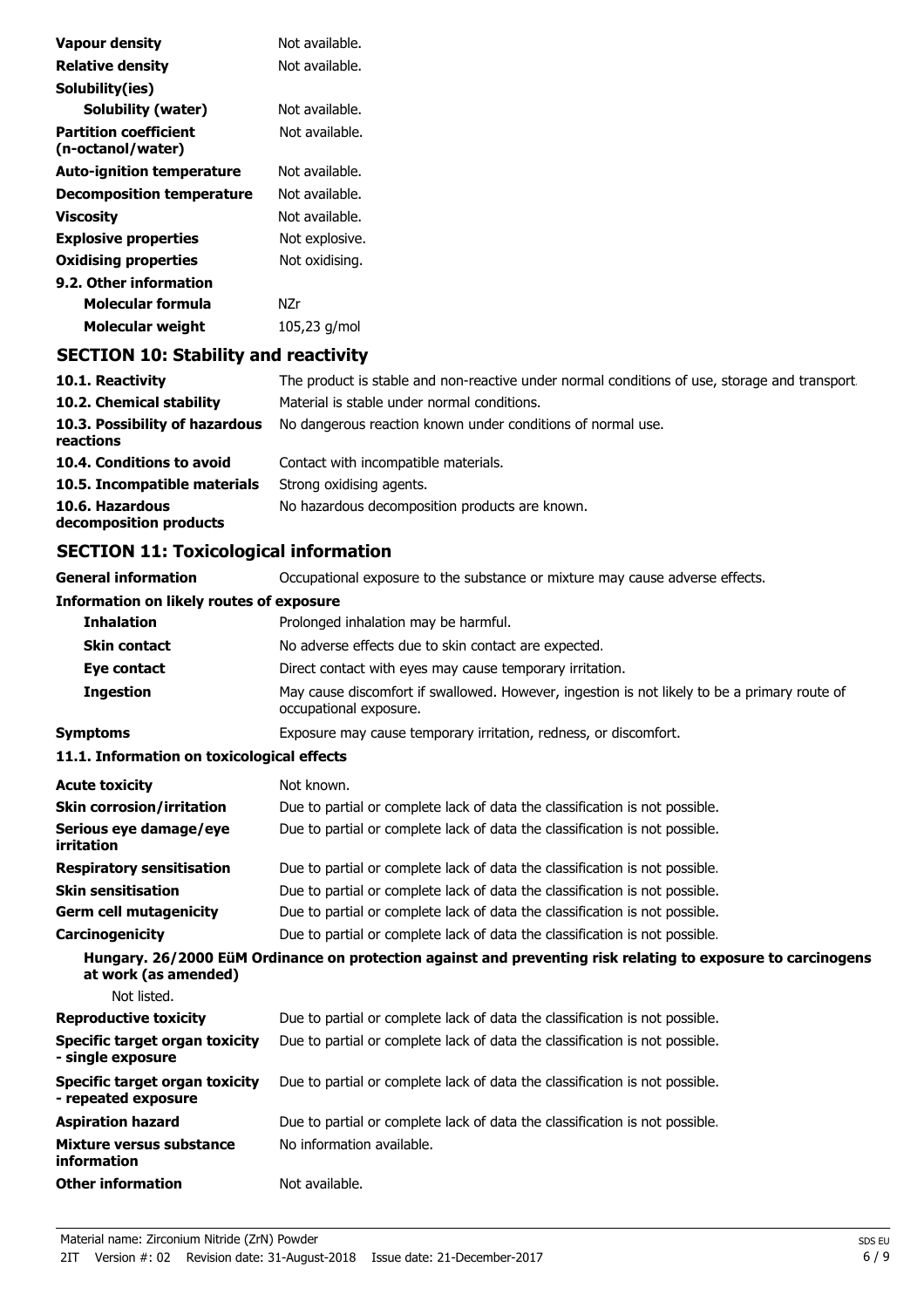| | |
|---|---|
| **Vapour density** | Not available. |
| **Relative density** | Not available. |
| **Solubility(ies)** | |
| **Solubility (water)** | Not available. |
| **Partition coefficient (n-octanol/water)** | Not available. |
| **Auto-ignition temperature** | Not available. |
| **Decomposition temperature** | Not available. |
| **Viscosity** | Not available. |
| **Explosive properties** | Not explosive. |
| **Oxidising properties** | Not oxidising. |
| **9.2. Other information** | |
| **Molecular formula** | NZr |
| **Molecular weight** | 105,23 g/mol |

## SECTION 10: Stability and reactivity

| | |
|---|---|
| **10.1. Reactivity** | The product is stable and non-reactive under normal conditions of use, storage and transport. |
| **10.2. Chemical stability** | Material is stable under normal conditions. |
| **10.3. Possibility of hazardous reactions** | No dangerous reaction known under conditions of normal use. |
| **10.4. Conditions to avoid** | Contact with incompatible materials. |
| **10.5. Incompatible materials** | Strong oxidising agents. |
| **10.6. Hazardous decomposition products** | No hazardous decomposition products are known. |

## SECTION 11: Toxicological information

| | |
|---|---|
| **General information** | Occupational exposure to the substance or mixture may cause adverse effects. |
| **Information on likely routes of exposure** | |
| **Inhalation** | Prolonged inhalation may be harmful. |
| **Skin contact** | No adverse effects due to skin contact are expected. |
| **Eye contact** | Direct contact with eyes may cause temporary irritation. |
| **Ingestion** | May cause discomfort if swallowed. However, ingestion is not likely to be a primary route of occupational exposure. |
| **Symptoms** | Exposure may cause temporary irritation, redness, or discomfort. |

### 11.1. Information on toxicological effects

| | |
|---|---|
| **Acute toxicity** | Not known. |
| **Skin corrosion/irritation** | Due to partial or complete lack of data the classification is not possible. |
| **Serious eye damage/eye irritation** | Due to partial or complete lack of data the classification is not possible. |
| **Respiratory sensitisation** | Due to partial or complete lack of data the classification is not possible. |
| **Skin sensitisation** | Due to partial or complete lack of data the classification is not possible. |
| **Germ cell mutagenicity** | Due to partial or complete lack of data the classification is not possible. |
| **Carcinogenicity** | Due to partial or complete lack of data the classification is not possible. |

**Hungary. 26/2000 EüM Ordinance on protection against and preventing risk relating to exposure to carcinogens at work (as amended)**

Not listed.

| | |
|---|---|
| **Reproductive toxicity** | Due to partial or complete lack of data the classification is not possible. |
| **Specific target organ toxicity - single exposure** | Due to partial or complete lack of data the classification is not possible. |
| **Specific target organ toxicity - repeated exposure** | Due to partial or complete lack of data the classification is not possible. |
| **Aspiration hazard** | Due to partial or complete lack of data the classification is not possible. |
| **Mixture versus substance information** | No information available. |
| **Other information** | Not available. |

Material name: Zirconium Nitride (ZrN) Powder
2IT Version #: 02 Revision date: 31-August-2018 Issue date: 21-December-2017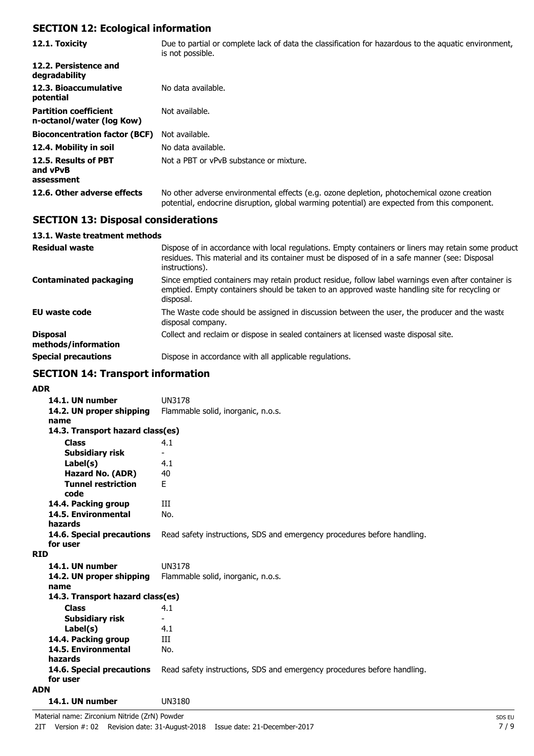## SECTION 12: Ecological information

| | |
|---|---|
| **12.1. Toxicity** | Due to partial or complete lack of data the classification for hazardous to the aquatic environment, is not possible. |
| **12.2. Persistence and degradability** | |
| **12.3. Bioaccumulative potential** | No data available. |
| **Partition coefficient n-octanol/water (log Kow)** | Not available. |
| **Bioconcentration factor (BCF)** | Not available. |
| **12.4. Mobility in soil** | No data available. |
| **12.5. Results of PBT and vPvB assessment** | Not a PBT or vPvB substance or mixture. |
| **12.6. Other adverse effects** | No other adverse environmental effects (e.g. ozone depletion, photochemical ozone creation potential, endocrine disruption, global warming potential) are expected from this component. |

## SECTION 13: Disposal considerations

### 13.1. Waste treatment methods

| | |
|---|---|
| **Residual waste** | Dispose of in accordance with local regulations. Empty containers or liners may retain some product residues. This material and its container must be disposed of in a safe manner (see: Disposal instructions). |
| **Contaminated packaging** | Since emptied containers may retain product residue, follow label warnings even after container is emptied. Empty containers should be taken to an approved waste handling site for recycling or disposal. |
| **EU waste code** | The Waste code should be assigned in discussion between the user, the producer and the waste disposal company. |
| **Disposal methods/information** | Collect and reclaim or dispose in sealed containers at licensed waste disposal site. |
| **Special precautions** | Dispose in accordance with all applicable regulations. |

## SECTION 14: Transport information

**ADR**

| | |
|---|---|
| **14.1. UN number** | UN3178 |
| **14.2. UN proper shipping name** | Flammable solid, inorganic, n.o.s. |
| **14.3. Transport hazard class(es)** | |
| **Class** | 4.1 |
| **Subsidiary risk** | - |
| **Label(s)** | 4.1 |
| **Hazard No. (ADR)** | 40 |
| **Tunnel restriction code** | E |
| **14.4. Packing group** | III |
| **14.5. Environmental hazards** | No. |
| **14.6. Special precautions for user** | Read safety instructions, SDS and emergency procedures before handling. |

**RID**

| | |
|---|---|
| **14.1. UN number** | UN3178 |
| **14.2. UN proper shipping name** | Flammable solid, inorganic, n.o.s. |
| **14.3. Transport hazard class(es)** | |
| **Class** | 4.1 |
| **Subsidiary risk** | - |
| **Label(s)** | 4.1 |
| **14.4. Packing group** | III |
| **14.5. Environmental hazards** | No. |
| **14.6. Special precautions for user** | Read safety instructions, SDS and emergency procedures before handling. |

**ADN**

| | |
|---|---|
| **14.1. UN number** | UN3180 |

Material name: Zirconium Nitride (ZrN) Powder

2IT Version #: 02 Revision date: 31-August-2018 Issue date: 21-December-2017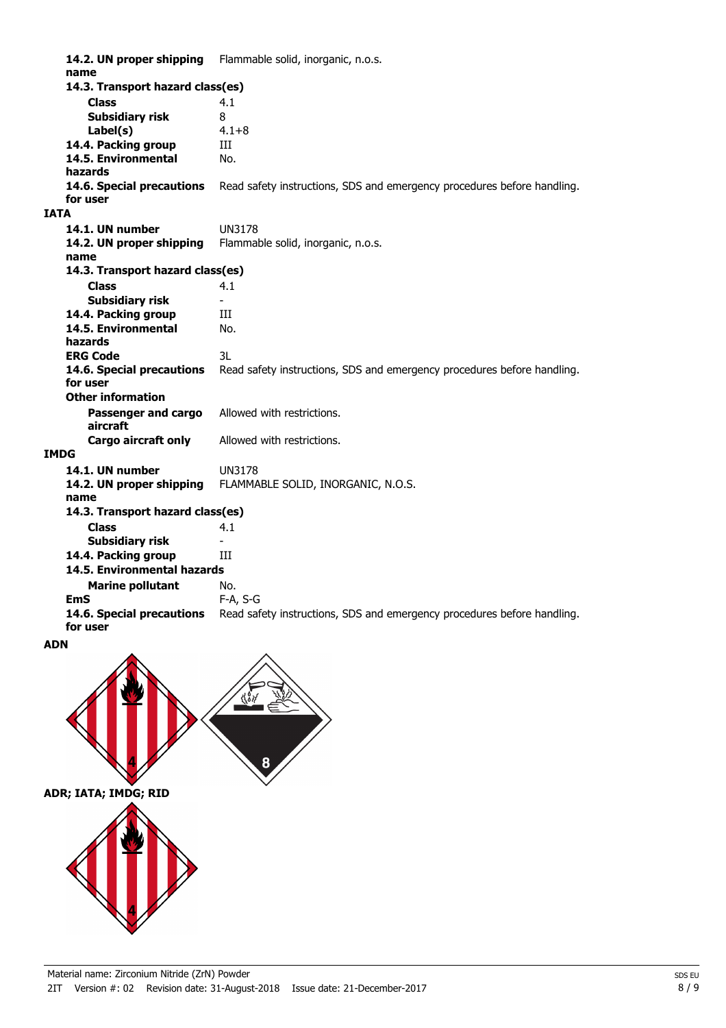**14.2. UN proper shipping name** Flammable solid, inorganic, n.o.s.

**14.3. Transport hazard class(es)**

| | |
|---|---|
| **Class** | 4.1 |
| **Subsidiary risk** | 8 |
| **Label(s)** | 4.1+8 |
| **14.4. Packing group** | III |
| **14.5. Environmental hazards** | No. |
| **14.6. Special precautions for user** | Read safety instructions, SDS and emergency procedures before handling. |

**IATA**

| | |
|---|---|
| **14.1. UN number** | UN3178 |
| **14.2. UN proper shipping name** | Flammable solid, inorganic, n.o.s. |
| **14.3. Transport hazard class(es)** | |
| **Class** | 4.1 |
| **Subsidiary risk** | - |
| **14.4. Packing group** | III |
| **14.5. Environmental hazards** | No. |
| **ERG Code** | 3L |
| **14.6. Special precautions for user** | Read safety instructions, SDS and emergency procedures before handling. |
| **Other information** | |
| **Passenger and cargo aircraft** | Allowed with restrictions. |
| **Cargo aircraft only** | Allowed with restrictions. |

**IMDG**

| | |
|---|---|
| **14.1. UN number** | UN3178 |
| **14.2. UN proper shipping name** | FLAMMABLE SOLID, INORGANIC, N.O.S. |
| **14.3. Transport hazard class(es)** | |
| **Class** | 4.1 |
| **Subsidiary risk** | - |
| **14.4. Packing group** | III |
| **14.5. Environmental hazards** | |
| **Marine pollutant** | No. |
| **EmS** | F-A, S-G |
| **14.6. Special precautions for user** | Read safety instructions, SDS and emergency procedures before handling. |

**ADN**

**ADR; IATA; IMDG; RID**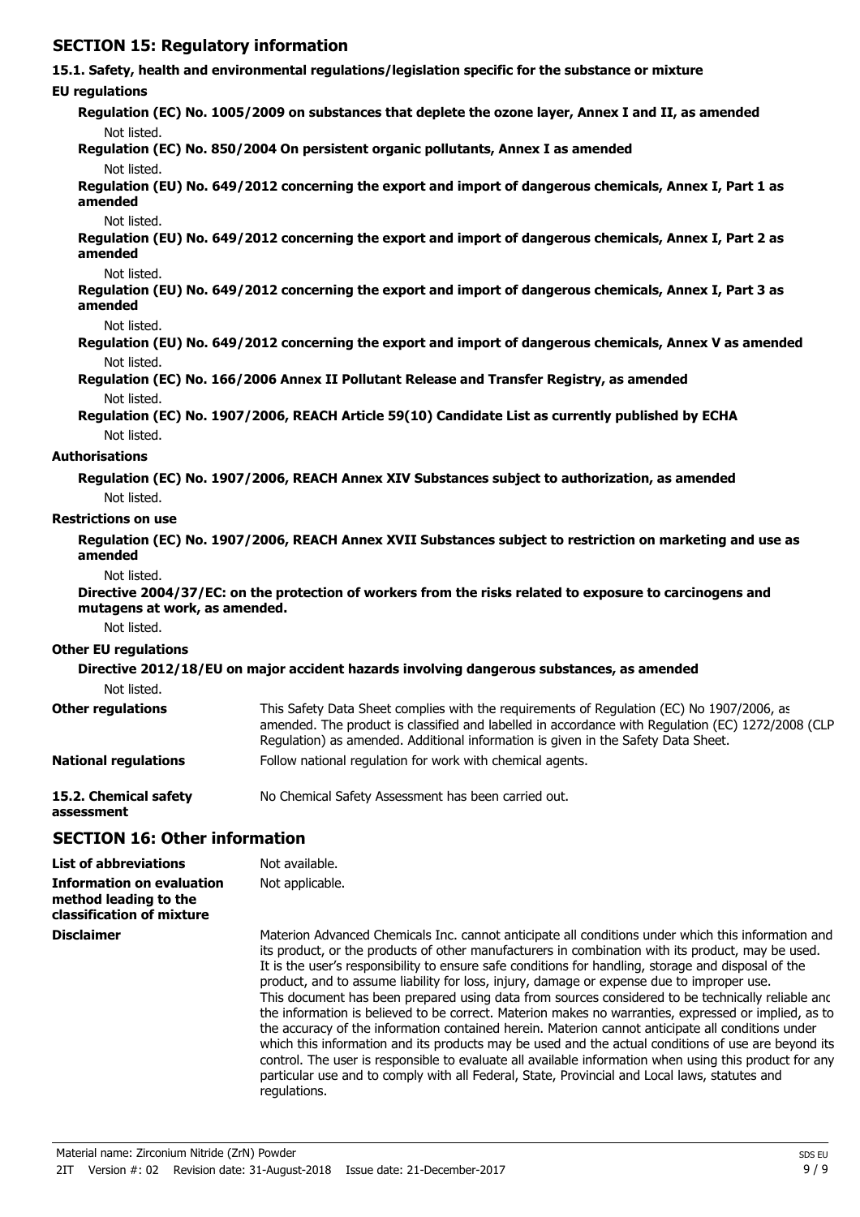## SECTION 15: Regulatory information

**15.1. Safety, health and environmental regulations/legislation specific for the substance or mixture**

**EU regulations**

**Regulation (EC) No. 1005/2009 on substances that deplete the ozone layer, Annex I and II, as amended**

Not listed.

**Regulation (EC) No. 850/2004 On persistent organic pollutants, Annex I as amended**

Not listed.

**Regulation (EU) No. 649/2012 concerning the export and import of dangerous chemicals, Annex I, Part 1 as amended**

Not listed.

**Regulation (EU) No. 649/2012 concerning the export and import of dangerous chemicals, Annex I, Part 2 as amended**

Not listed.

**Regulation (EU) No. 649/2012 concerning the export and import of dangerous chemicals, Annex I, Part 3 as amended**

Not listed.

**Regulation (EU) No. 649/2012 concerning the export and import of dangerous chemicals, Annex V as amended**

Not listed.

**Regulation (EC) No. 166/2006 Annex II Pollutant Release and Transfer Registry, as amended**

Not listed.

**Regulation (EC) No. 1907/2006, REACH Article 59(10) Candidate List as currently published by ECHA**

Not listed.

**Authorisations**

**Regulation (EC) No. 1907/2006, REACH Annex XIV Substances subject to authorization, as amended**

Not listed.

**Restrictions on use**

**Regulation (EC) No. 1907/2006, REACH Annex XVII Substances subject to restriction on marketing and use as amended**

Not listed.

**Directive 2004/37/EC: on the protection of workers from the risks related to exposure to carcinogens and mutagens at work, as amended.**

Not listed.

**Other EU regulations**

**Directive 2012/18/EU on major accident hazards involving dangerous substances, as amended**

Not listed.

**Other regulations**

This Safety Data Sheet complies with the requirements of Regulation (EC) No 1907/2006, as amended. The product is classified and labelled in accordance with Regulation (EC) 1272/2008 (CLP Regulation) as amended. Additional information is given in the Safety Data Sheet.

**National regulations**

Follow national regulation for work with chemical agents.

**15.2. Chemical safety assessment**

No Chemical Safety Assessment has been carried out.

## SECTION 16: Other information

**List of abbreviations**

Not available.

**Information on evaluation method leading to the classification of mixture**

Not applicable.

**Disclaimer**

Materion Advanced Chemicals Inc. cannot anticipate all conditions under which this information and its product, or the products of other manufacturers in combination with its product, may be used. It is the user's responsibility to ensure safe conditions for handling, storage and disposal of the product, and to assume liability for loss, injury, damage or expense due to improper use. This document has been prepared using data from sources considered to be technically reliable and the information is believed to be correct. Materion makes no warranties, expressed or implied, as to the accuracy of the information contained herein. Materion cannot anticipate all conditions under which this information and its products may be used and the actual conditions of use are beyond its control. The user is responsible to evaluate all available information when using this product for any particular use and to comply with all Federal, State, Provincial and Local laws, statutes and regulations.